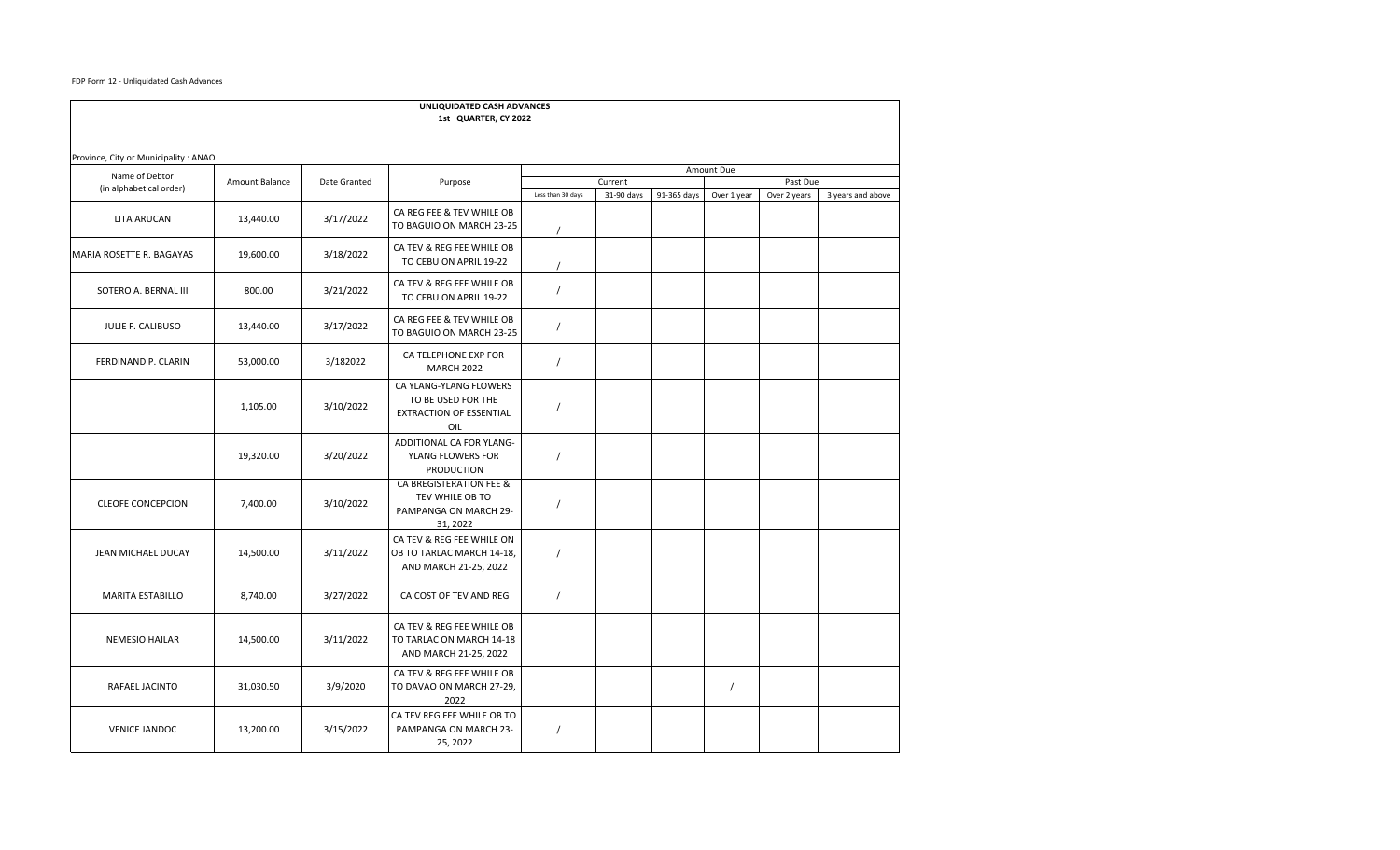FDP Form 12 - Unliquidated Cash Advances

**UNLIQUIDATED CASH ADVANCES**
**1st QUARTER, CY 2022**

Province, City or Municipality : ANAO

| Name of Debtor (in alphabetical order) | Amount Balance | Date Granted | Purpose | Amount Due | | | | | |
|---|---|---|---|---|---|---|---|---|---|
| | | | | Current | | | Past Due | | |
| | | | | Less than 30 days | 31-90 days | 91-365 days | Over 1 year | Over 2 years | 3 years and above |
| LITA ARUCAN | 13,440.00 | 3/17/2022 | CA REG FEE & TEV WHILE OB TO BAGUIO ON MARCH 23-25 | / | | | | | |
| MARIA ROSETTE R. BAGAYAS | 19,600.00 | 3/18/2022 | CA TEV & REG FEE WHILE OB TO CEBU ON APRIL 19-22 | / | | | | | |
| SOTERO A. BERNAL III | 800.00 | 3/21/2022 | CA TEV & REG FEE WHILE OB TO CEBU ON APRIL 19-22 | / | | | | | |
| JULIE F. CALIBUSO | 13,440.00 | 3/17/2022 | CA REG FEE & TEV WHILE OB TO BAGUIO ON MARCH 23-25 | / | | | | | |
| FERDINAND P. CLARIN | 53,000.00 | 3/182022 | CA TELEPHONE EXP FOR MARCH 2022 | / | | | | | |
| | 1,105.00 | 3/10/2022 | CA YLANG-YLANG FLOWERS TO BE USED FOR THE EXTRACTION OF ESSENTIAL OIL | / | | | | | |
| | 19,320.00 | 3/20/2022 | ADDITIONAL CA FOR YLANG-YLANG FLOWERS FOR PRODUCTION | / | | | | | |
| CLEOFE CONCEPCION | 7,400.00 | 3/10/2022 | CA BREGISTERATION FEE & TEV WHILE OB TO PAMPANGA ON MARCH 29-31, 2022 | / | | | | | |
| JEAN MICHAEL DUCAY | 14,500.00 | 3/11/2022 | CA TEV & REG FEE WHILE ON OB TO TARLAC MARCH 14-18, AND MARCH 21-25, 2022 | / | | | | | |
| MARITA ESTABILLO | 8,740.00 | 3/27/2022 | CA COST OF TEV AND REG | / | | | | | |
| NEMESIO HAILAR | 14,500.00 | 3/11/2022 | CA TEV & REG FEE WHILE OB TO TARLAC ON MARCH 14-18 AND MARCH 21-25, 2022 | | | | | | |
| RAFAEL JACINTO | 31,030.50 | 3/9/2020 | CA TEV & REG FEE WHILE OB TO DAVAO ON MARCH 27-29, 2022 | | | | / | | |
| VENICE JANDOC | 13,200.00 | 3/15/2022 | CA TEV REG FEE WHILE OB TO PAMPANGA ON MARCH 23-25, 2022 | / | | | | | |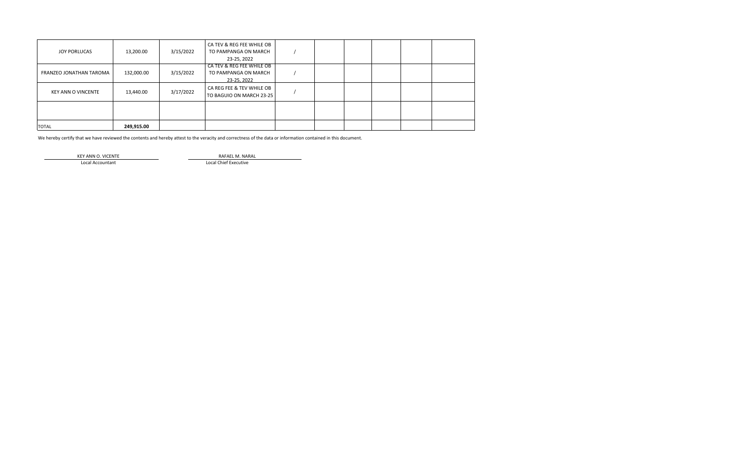| | | | | | | | | | |
|---|---|---|---|---|---|---|---|---|---|
| JOY PORLUCAS | 13,200.00 | 3/15/2022 | CA TEV & REG FEE WHILE OB TO PAMPANGA ON MARCH 23-25, 2022 | / | | | | | |
| FRANZEO JONATHAN TAROMA | 132,000.00 | 3/15/2022 | CA TEV & REG FEE WHILE OB TO PAMPANGA ON MARCH 23-25, 2022 | / | | | | | |
| KEY ANN O VINCENTE | 13,440.00 | 3/17/2022 | CA REG FEE & TEV WHILE OB TO BAGUIO ON MARCH 23-25 | / | | | | | |
| | | | | | | | | | |
| TOTAL | **249,915.00** | | | | | | | | |

We hereby certify that we have reviewed the contents and hereby attest to the veracity and correctness of the data or information contained in this document.

KEY ANN O. VICENTE
Local Accountant

RAFAEL M. NARAL
Local Chief Executive